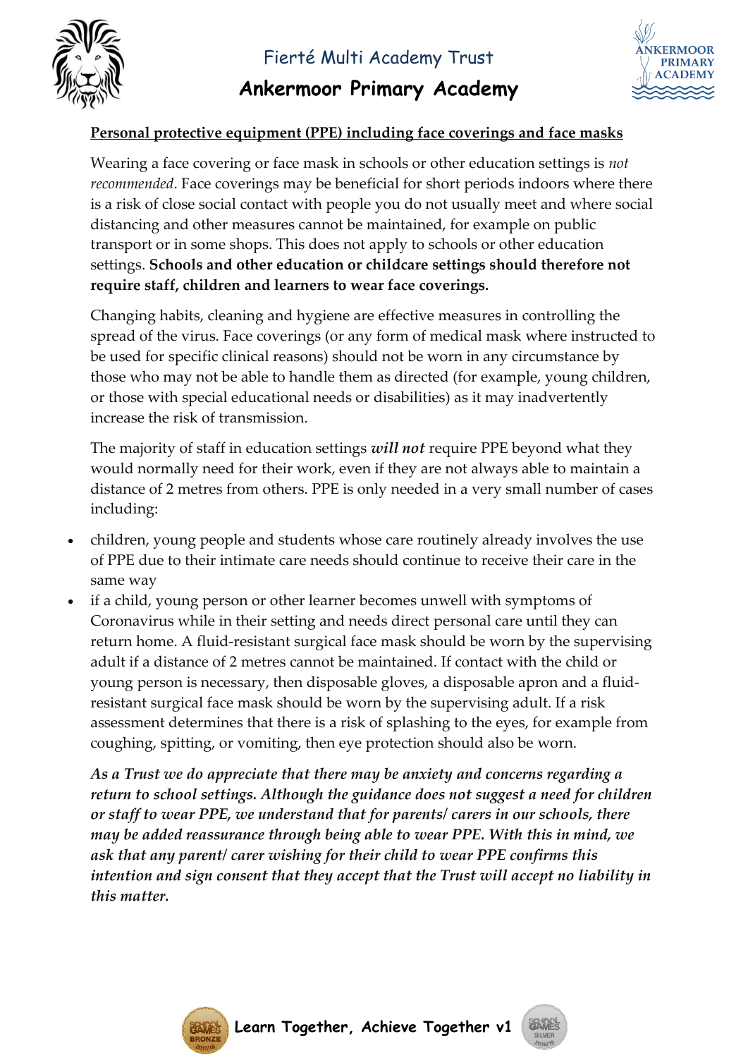# Fierté Multi Academy Trust

## Ankermoor Primary Academy

**Personal protective equipment (PPE) including face coverings and face masks**

Wearing a face covering or face mask in schools or other education settings is *not recommended*. Face coverings may be beneficial for short periods indoors where there is a risk of close social contact with people you do not usually meet and where social distancing and other measures cannot be maintained, for example on public transport or in some shops. This does not apply to schools or other education settings. **Schools and other education or childcare settings should therefore not require staff, children and learners to wear face coverings.**

Changing habits, cleaning and hygiene are effective measures in controlling the spread of the virus. Face coverings (or any form of medical mask where instructed to be used for specific clinical reasons) should not be worn in any circumstance by those who may not be able to handle them as directed (for example, young children, or those with special educational needs or disabilities) as it may inadvertently increase the risk of transmission.

The majority of staff in education settings ***will not*** require PPE beyond what they would normally need for their work, even if they are not always able to maintain a distance of 2 metres from others. PPE is only needed in a very small number of cases including:

- children, young people and students whose care routinely already involves the use of PPE due to their intimate care needs should continue to receive their care in the same way
- if a child, young person or other learner becomes unwell with symptoms of Coronavirus while in their setting and needs direct personal care until they can return home. A fluid-resistant surgical face mask should be worn by the supervising adult if a distance of 2 metres cannot be maintained. If contact with the child or young person is necessary, then disposable gloves, a disposable apron and a fluid-resistant surgical face mask should be worn by the supervising adult. If a risk assessment determines that there is a risk of splashing to the eyes, for example from coughing, spitting, or vomiting, then eye protection should also be worn.

***As a Trust we do appreciate that there may be anxiety and concerns regarding a return to school settings. Although the guidance does not suggest a need for children or staff to wear PPE, we understand that for parents/ carers in our schools, there may be added reassurance through being able to wear PPE. With this in mind, we ask that any parent/ carer wishing for their child to wear PPE confirms this intention and sign consent that they accept that the Trust will accept no liability in this matter.***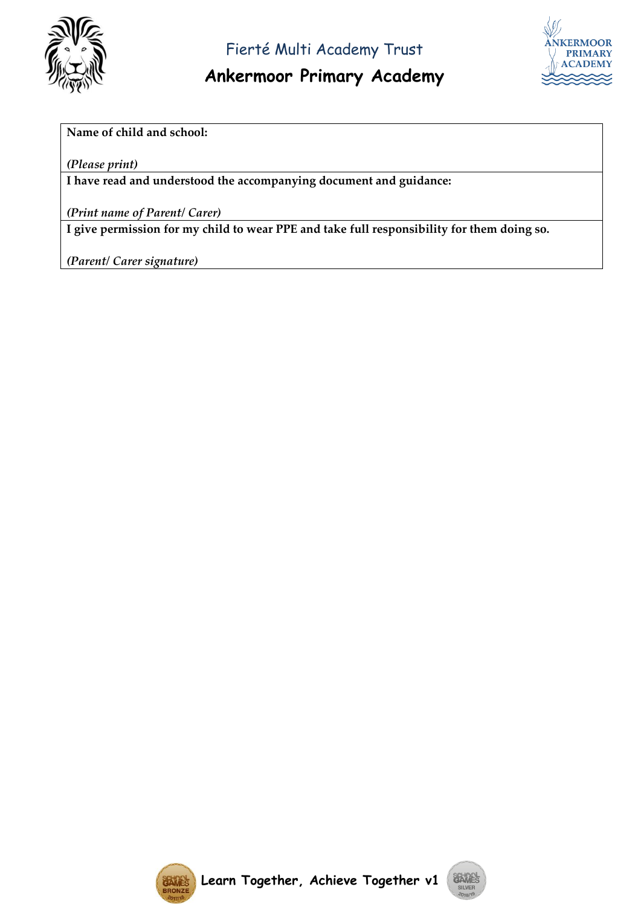| |
|---|
| **Name of child and school:**<br><br>***(Please print)*** |
| **I have read and understood the accompanying document and guidance:**<br><br>***(Print name of Parent/ Carer)*** |
| **I give permission for my child to wear PPE and take full responsibility for them doing so.**<br><br>***(Parent/ Carer signature)*** |